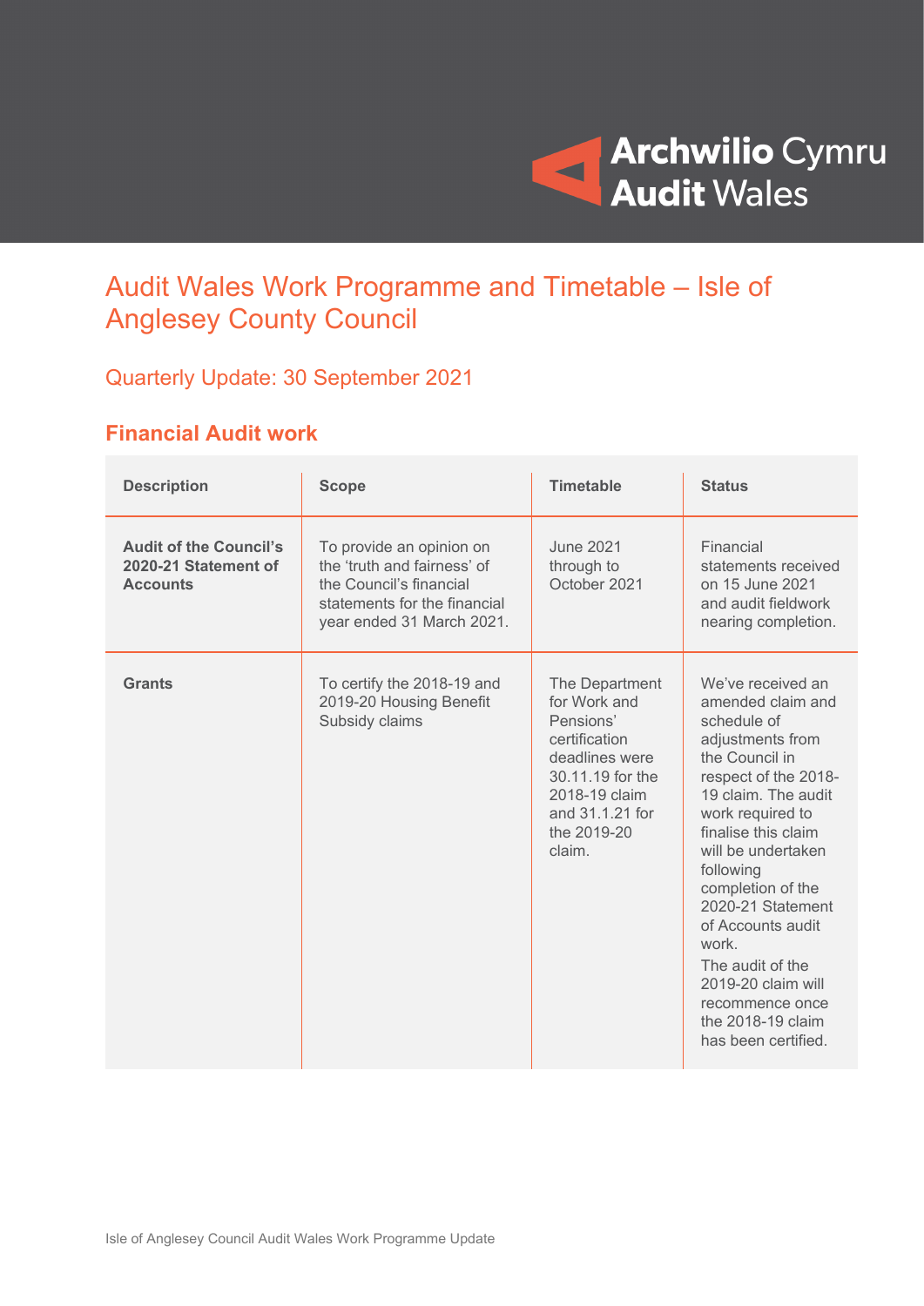Archwilio Cymru
Audit Wales

# Audit Wales Work Programme and Timetable – Isle of Anglesey County Council

## Quarterly Update: 30 September 2021

### Financial Audit work

| Description | Scope | Timetable | Status |
| --- | --- | --- | --- |
| **Audit of the Council's 2020-21 Statement of Accounts** | To provide an opinion on the 'truth and fairness' of the Council's financial statements for the financial year ended 31 March 2021. | June 2021 through to October 2021 | Financial statements received on 15 June 2021 and audit fieldwork nearing completion. |
| **Grants** | To certify the 2018-19 and 2019-20 Housing Benefit Subsidy claims | The Department for Work and Pensions' certification deadlines were 30.11.19 for the 2018-19 claim and 31.1.21 for the 2019-20 claim. | We've received an amended claim and schedule of adjustments from the Council in respect of the 2018-19 claim. The audit work required to finalise this claim will be undertaken following completion of the 2020-21 Statement of Accounts audit work. The audit of the 2019-20 claim will recommence once the 2018-19 claim has been certified. |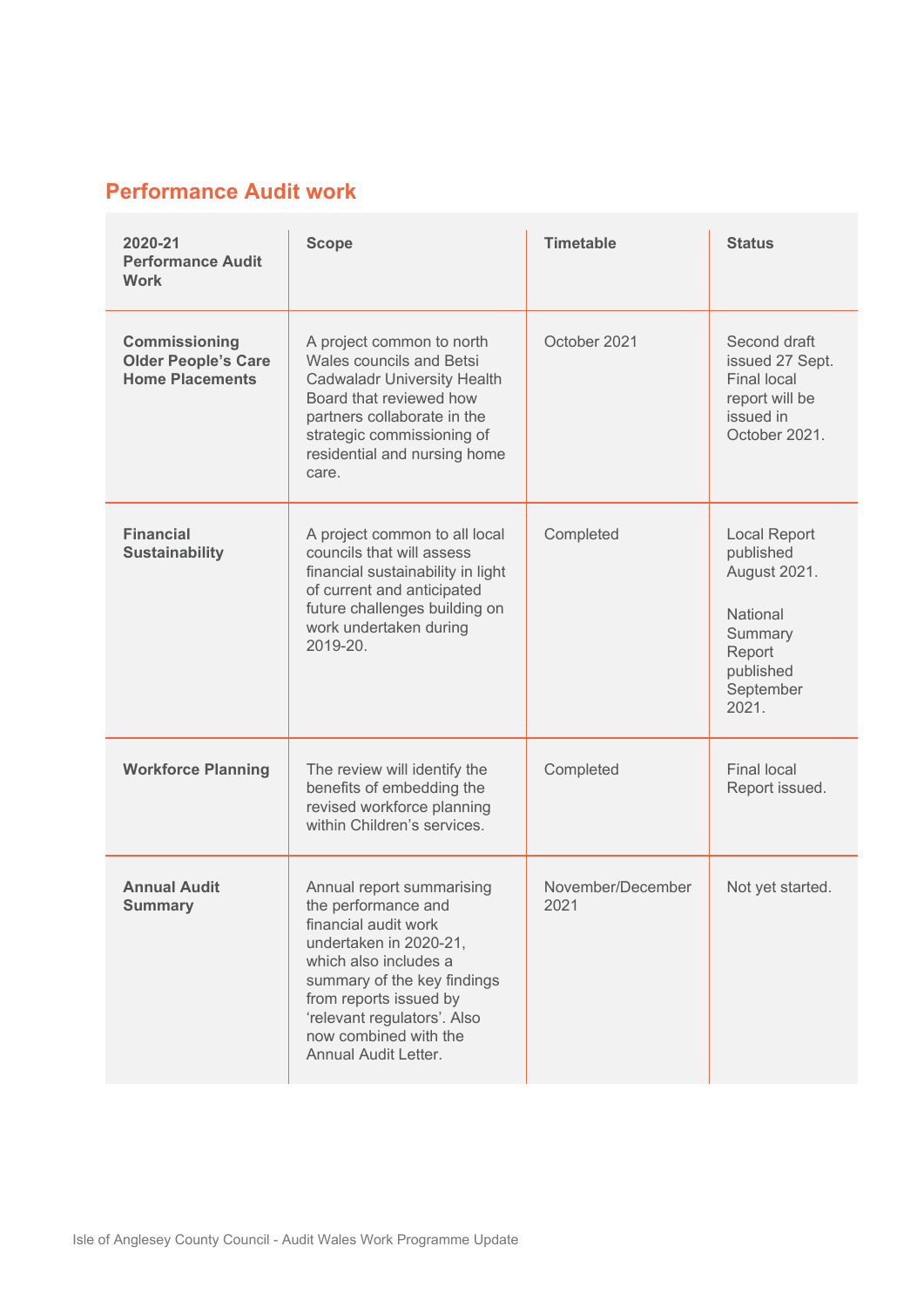## Performance Audit work

| 2020-21 Performance Audit Work | Scope | Timetable | Status |
|---|---|---|---|
| **Commissioning Older People's Care Home Placements** | A project common to north Wales councils and Betsi Cadwaladr University Health Board that reviewed how partners collaborate in the strategic commissioning of residential and nursing home care. | October 2021 | Second draft issued 27 Sept. Final local report will be issued in October 2021. |
| **Financial Sustainability** | A project common to all local councils that will assess financial sustainability in light of current and anticipated future challenges building on work undertaken during 2019-20. | Completed | Local Report published August 2021.<br><br>National Summary Report published September 2021. |
| **Workforce Planning** | The review will identify the benefits of embedding the revised workforce planning within Children's services. | Completed | Final local Report issued. |
| **Annual Audit Summary** | Annual report summarising the performance and financial audit work undertaken in 2020-21, which also includes a summary of the key findings from reports issued by 'relevant regulators'. Also now combined with the Annual Audit Letter. | November/December 2021 | Not yet started. |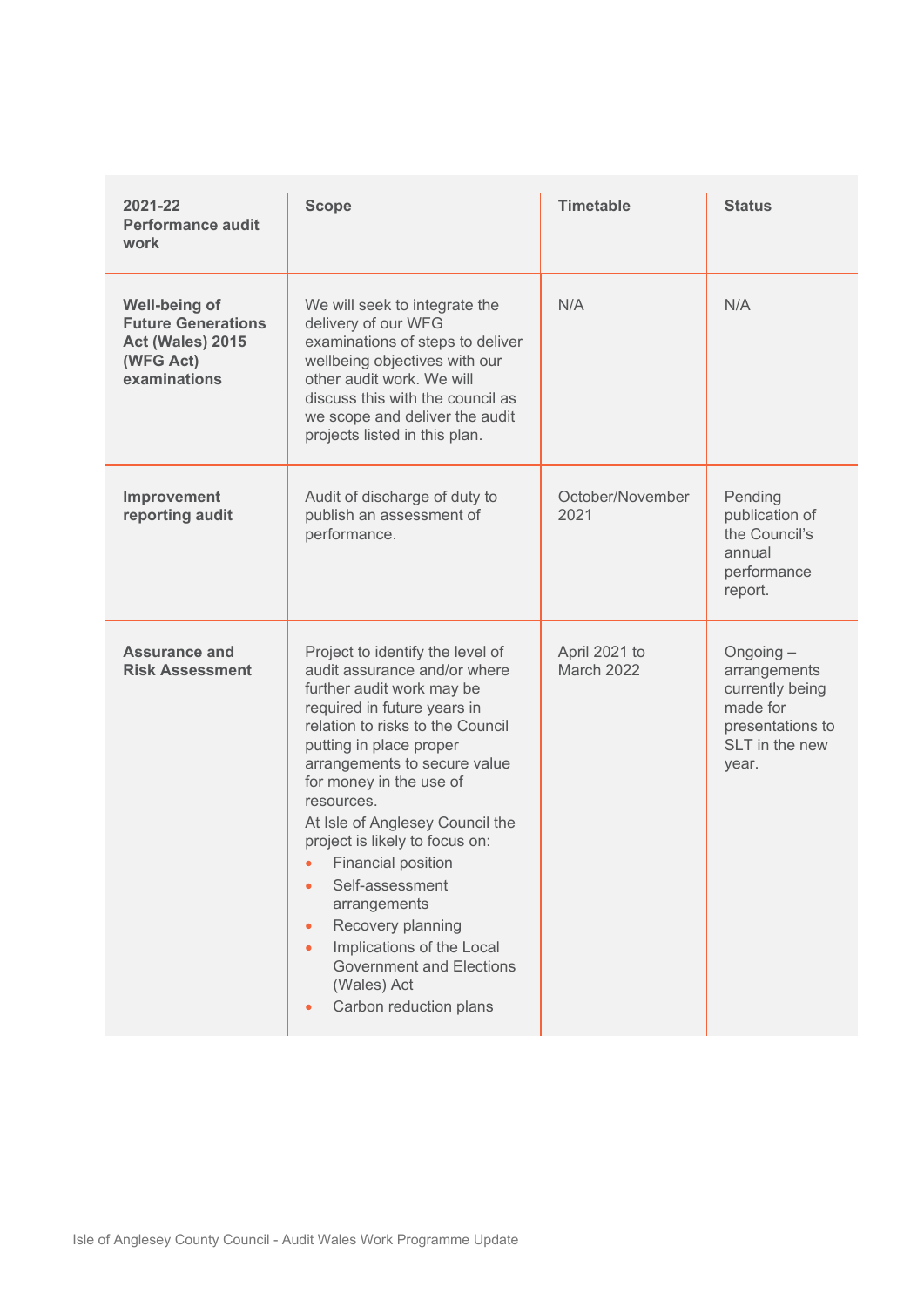| 2021-22 Performance audit work | Scope | Timetable | Status |
|---|---|---|---|
| **Well-being of Future Generations Act (Wales) 2015 (WFG Act) examinations** | We will seek to integrate the delivery of our WFG examinations of steps to deliver wellbeing objectives with our other audit work. We will discuss this with the council as we scope and deliver the audit projects listed in this plan. | N/A | N/A |
| **Improvement reporting audit** | Audit of discharge of duty to publish an assessment of performance. | October/November 2021 | Pending publication of the Council's annual performance report. |
| **Assurance and Risk Assessment** | Project to identify the level of audit assurance and/or where further audit work may be required in future years in relation to risks to the Council putting in place proper arrangements to secure value for money in the use of resources.<br>At Isle of Anglesey Council the project is likely to focus on:<br>• Financial position<br>• Self-assessment arrangements<br>• Recovery planning<br>• Implications of the Local Government and Elections (Wales) Act<br>• Carbon reduction plans | April 2021 to March 2022 | Ongoing – arrangements currently being made for presentations to SLT in the new year. |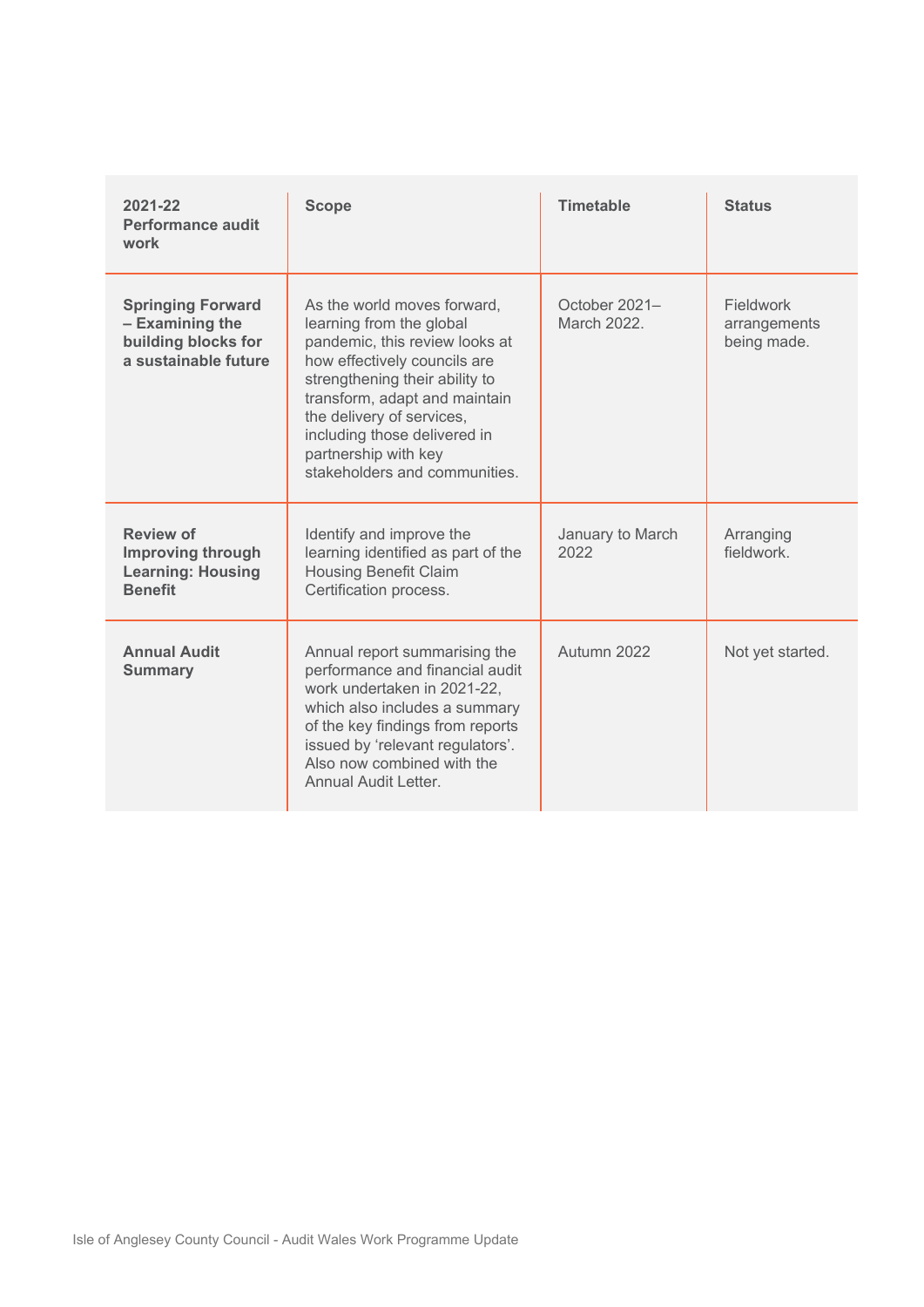| 2021-22 Performance audit work | Scope | Timetable | Status |
|---|---|---|---|
| **Springing Forward – Examining the building blocks for a sustainable future** | As the world moves forward, learning from the global pandemic, this review looks at how effectively councils are strengthening their ability to transform, adapt and maintain the delivery of services, including those delivered in partnership with key stakeholders and communities. | October 2021–March 2022. | Fieldwork arrangements being made. |
| **Review of Improving through Learning: Housing Benefit** | Identify and improve the learning identified as part of the Housing Benefit Claim Certification process. | January to March 2022 | Arranging fieldwork. |
| **Annual Audit Summary** | Annual report summarising the performance and financial audit work undertaken in 2021-22, which also includes a summary of the key findings from reports issued by 'relevant regulators'. Also now combined with the Annual Audit Letter. | Autumn 2022 | Not yet started. |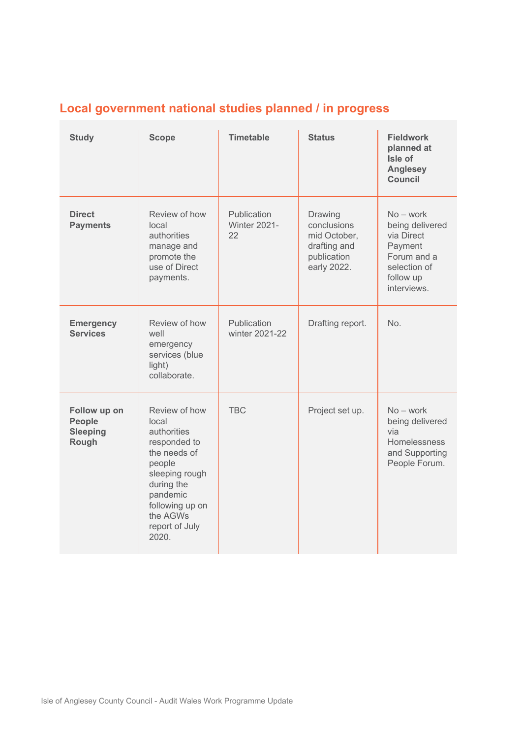## Local government national studies planned / in progress

| Study | Scope | Timetable | Status | Fieldwork planned at Isle of Anglesey Council |
|---|---|---|---|---|
| **Direct Payments** | Review of how local authorities manage and promote the use of Direct payments. | Publication Winter 2021-22 | Drawing conclusions mid October, drafting and publication early 2022. | No – work being delivered via Direct Payment Forum and a selection of follow up interviews. |
| **Emergency Services** | Review of how well emergency services (blue light) collaborate. | Publication winter 2021-22 | Drafting report. | No. |
| **Follow up on People Sleeping Rough** | Review of how local authorities responded to the needs of people sleeping rough during the pandemic following up on the AGWs report of July 2020. | TBC | Project set up. | No – work being delivered via Homelessness and Supporting People Forum. |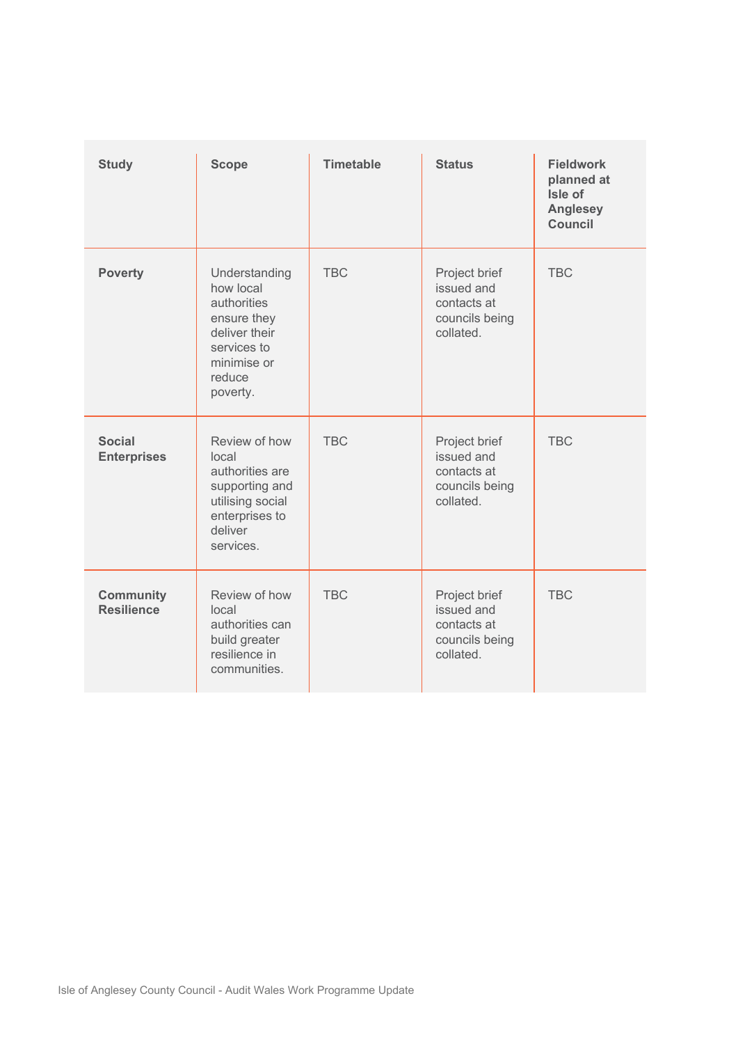| Study | Scope | Timetable | Status | Fieldwork planned at Isle of Anglesey Council |
|---|---|---|---|---|
| **Poverty** | Understanding how local authorities ensure they deliver their services to minimise or reduce poverty. | TBC | Project brief issued and contacts at councils being collated. | TBC |
| **Social Enterprises** | Review of how local authorities are supporting and utilising social enterprises to deliver services. | TBC | Project brief issued and contacts at councils being collated. | TBC |
| **Community Resilience** | Review of how local authorities can build greater resilience in communities. | TBC | Project brief issued and contacts at councils being collated. | TBC |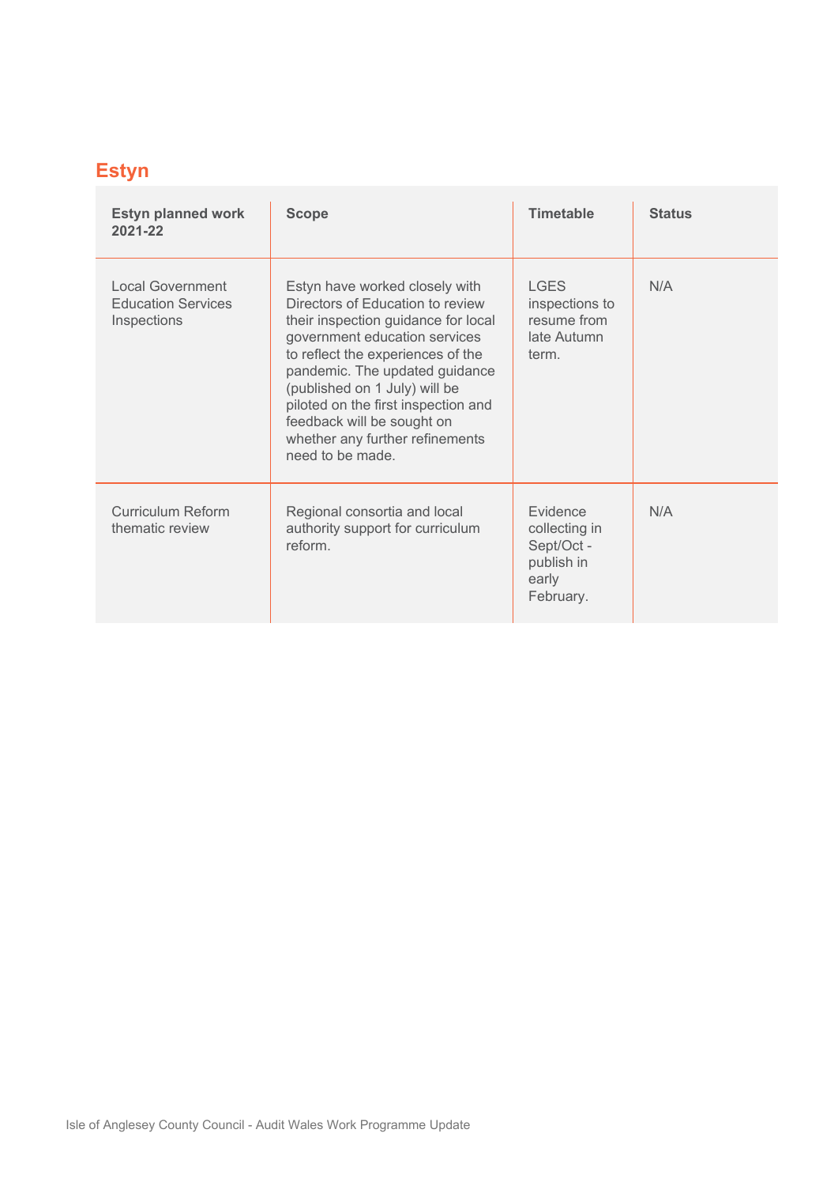## Estyn

| Estyn planned work 2021-22 | Scope | Timetable | Status |
|---|---|---|---|
| Local Government Education Services Inspections | Estyn have worked closely with Directors of Education to review their inspection guidance for local government education services to reflect the experiences of the pandemic. The updated guidance (published on 1 July) will be piloted on the first inspection and feedback will be sought on whether any further refinements need to be made. | LGES inspections to resume from late Autumn term. | N/A |
| Curriculum Reform thematic review | Regional consortia and local authority support for curriculum reform. | Evidence collecting in Sept/Oct - publish in early February. | N/A |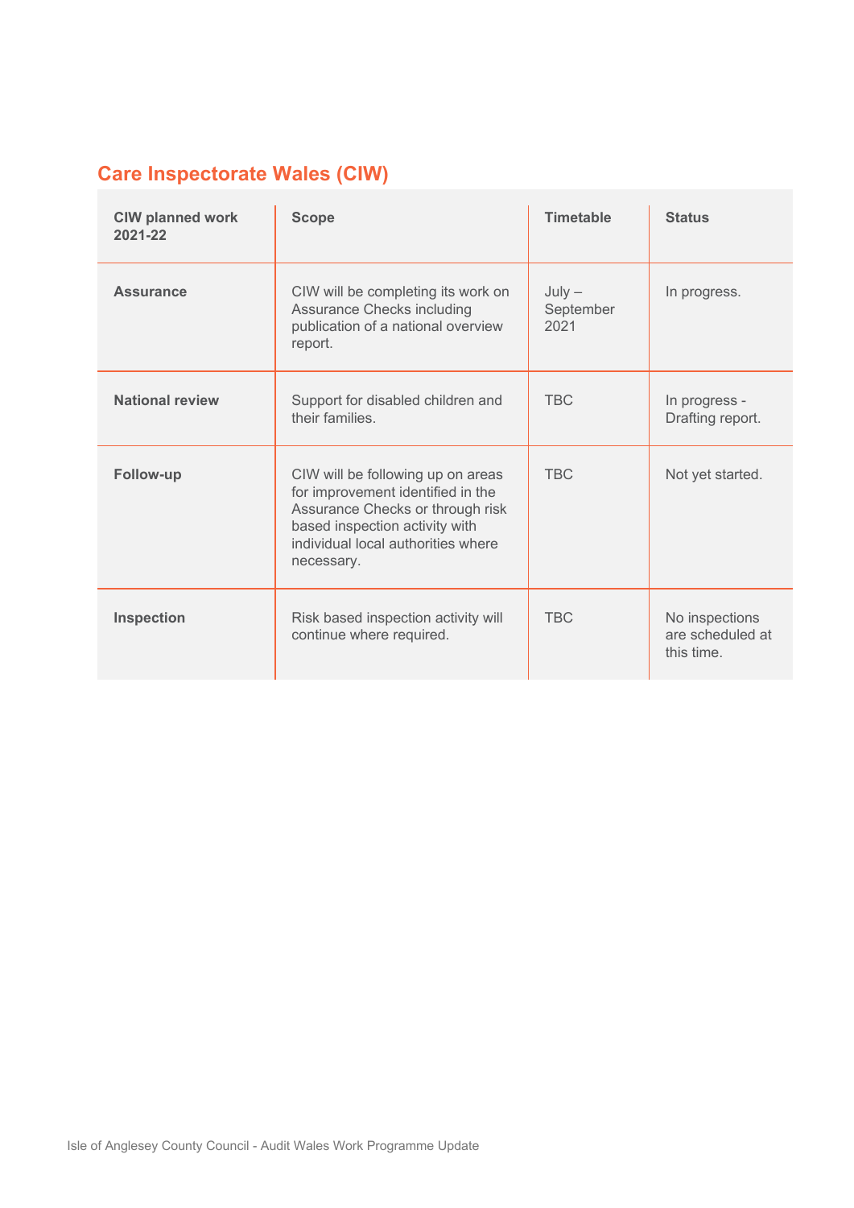## Care Inspectorate Wales (CIW)

| CIW planned work 2021-22 | Scope | Timetable | Status |
|---|---|---|---|
| **Assurance** | CIW will be completing its work on Assurance Checks including publication of a national overview report. | July – September 2021 | In progress. |
| **National review** | Support for disabled children and their families. | TBC | In progress - Drafting report. |
| **Follow-up** | CIW will be following up on areas for improvement identified in the Assurance Checks or through risk based inspection activity with individual local authorities where necessary. | TBC | Not yet started. |
| **Inspection** | Risk based inspection activity will continue where required. | TBC | No inspections are scheduled at this time. |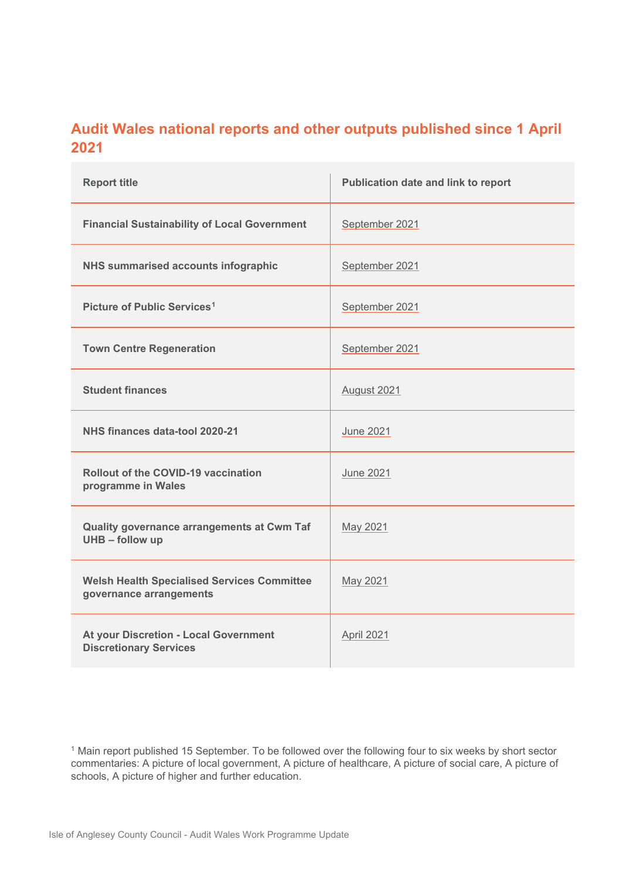## Audit Wales national reports and other outputs published since 1 April 2021

| Report title | Publication date and link to report |
| --- | --- |
| **Financial Sustainability of Local Government** | September 2021 |
| **NHS summarised accounts infographic** | September 2021 |
| **Picture of Public Services**[1] | September 2021 |
| **Town Centre Regeneration** | September 2021 |
| **Student finances** | August 2021 |
| **NHS finances data-tool 2020-21** | June 2021 |
| **Rollout of the COVID-19 vaccination programme in Wales** | June 2021 |
| **Quality governance arrangements at Cwm Taf UHB – follow up** | May 2021 |
| **Welsh Health Specialised Services Committee governance arrangements** | May 2021 |
| **At your Discretion - Local Government Discretionary Services** | April 2021 |

[1] Main report published 15 September. To be followed over the following four to six weeks by short sector commentaries: A picture of local government, A picture of healthcare, A picture of social care, A picture of schools, A picture of higher and further education.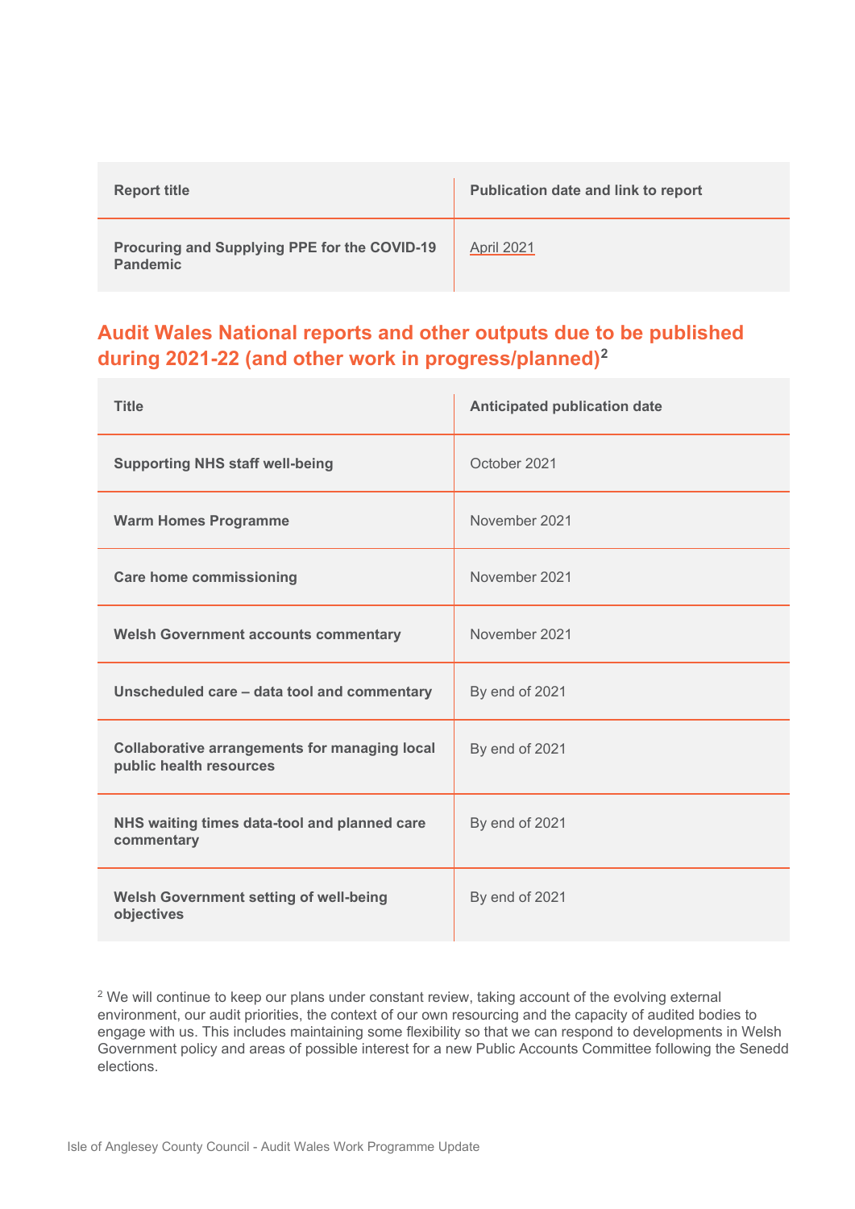| Report title | Publication date and link to report |
| --- | --- |
| **Procuring and Supplying PPE for the COVID-19 Pandemic** | April 2021 |

## Audit Wales National reports and other outputs due to be published during 2021-22 (and other work in progress/planned)[2]

| Title | Anticipated publication date |
| --- | --- |
| **Supporting NHS staff well-being** | October 2021 |
| **Warm Homes Programme** | November 2021 |
| **Care home commissioning** | November 2021 |
| **Welsh Government accounts commentary** | November 2021 |
| **Unscheduled care – data tool and commentary** | By end of 2021 |
| **Collaborative arrangements for managing local public health resources** | By end of 2021 |
| **NHS waiting times data-tool and planned care commentary** | By end of 2021 |
| **Welsh Government setting of well-being objectives** | By end of 2021 |

[2] We will continue to keep our plans under constant review, taking account of the evolving external environment, our audit priorities, the context of our own resourcing and the capacity of audited bodies to engage with us. This includes maintaining some flexibility so that we can respond to developments in Welsh Government policy and areas of possible interest for a new Public Accounts Committee following the Senedd elections.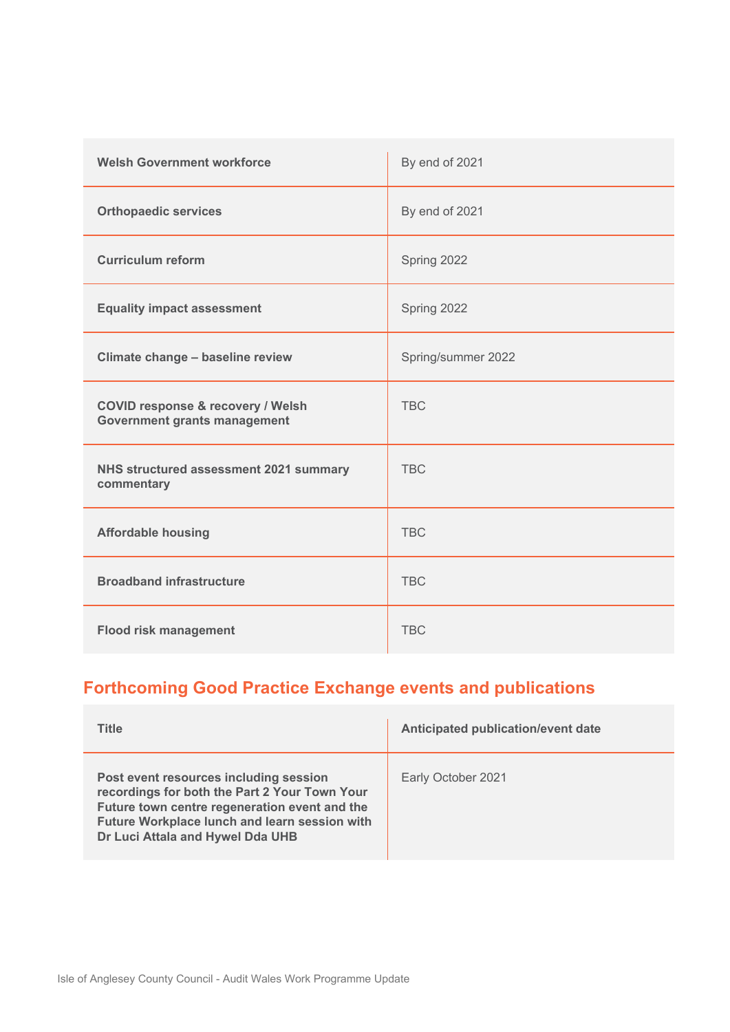| | |
|---|---|
| **Welsh Government workforce** | By end of 2021 |
| **Orthopaedic services** | By end of 2021 |
| **Curriculum reform** | Spring 2022 |
| **Equality impact assessment** | Spring 2022 |
| **Climate change – baseline review** | Spring/summer 2022 |
| **COVID response & recovery / Welsh Government grants management** | TBC |
| **NHS structured assessment 2021 summary commentary** | TBC |
| **Affordable housing** | TBC |
| **Broadband infrastructure** | TBC |
| **Flood risk management** | TBC |

## Forthcoming Good Practice Exchange events and publications

| Title | Anticipated publication/event date |
|---|---|
| **Post event resources including session recordings for both the Part 2 Your Town Your Future town centre regeneration event and the Future Workplace lunch and learn session with Dr Luci Attala and Hywel Dda UHB** | Early October 2021 |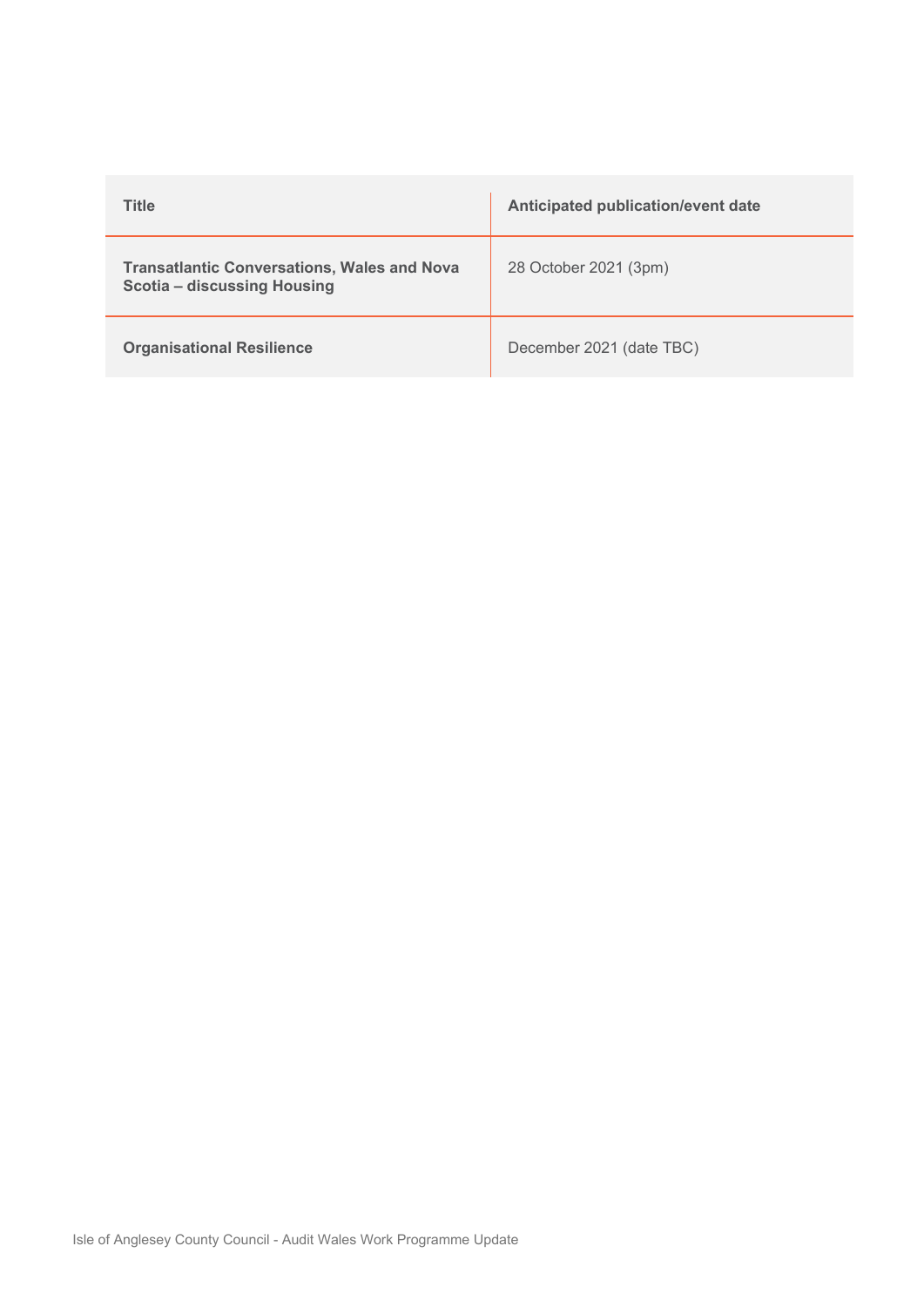| Title | Anticipated publication/event date |
| --- | --- |
| **Transatlantic Conversations, Wales and Nova Scotia – discussing Housing** | 28 October 2021 (3pm) |
| **Organisational Resilience** | December 2021 (date TBC) |